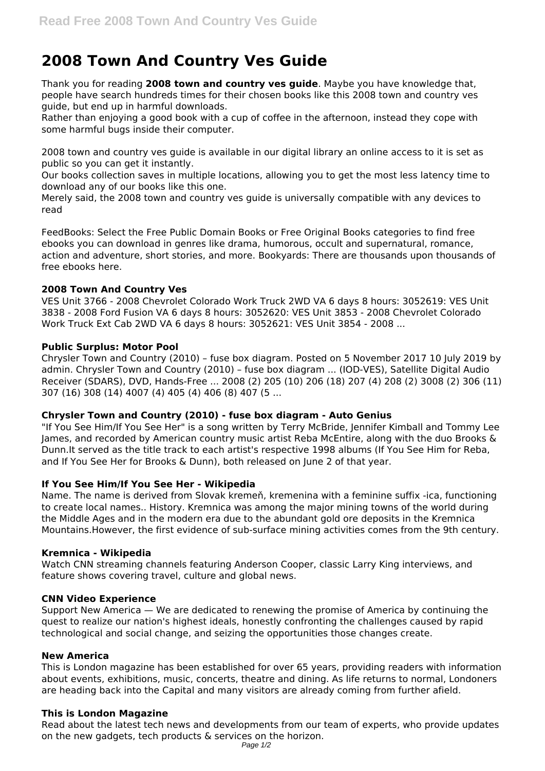# 2008 Town And Country Ves Guide

Thank you for reading **2008 town and country ves guide**. Maybe you have knowledge that, people have search hundreds times for their chosen books like this 2008 town and country ves guide, but end up in harmful downloads.

Rather than enjoying a good book with a cup of coffee in the afternoon, instead they cope with some harmful bugs inside their computer.

2008 town and country ves guide is available in our digital library an online access to it is set as public so you can get it instantly.

Our books collection saves in multiple locations, allowing you to get the most less latency time to download any of our books like this one.

Merely said, the 2008 town and country ves guide is universally compatible with any devices to read

FeedBooks: Select the Free Public Domain Books or Free Original Books categories to find free ebooks you can download in genres like drama, humorous, occult and supernatural, romance, action and adventure, short stories, and more. Bookyards: There are thousands upon thousands of free ebooks here.

### 2008 Town And Country Ves

VES Unit 3766 - 2008 Chevrolet Colorado Work Truck 2WD VA 6 days 8 hours: 3052619: VES Unit 3838 - 2008 Ford Fusion VA 6 days 8 hours: 3052620: VES Unit 3853 - 2008 Chevrolet Colorado Work Truck Ext Cab 2WD VA 6 days 8 hours: 3052621: VES Unit 3854 - 2008 ...

### Public Surplus: Motor Pool

Chrysler Town and Country (2010) – fuse box diagram. Posted on 5 November 2017 10 July 2019 by admin. Chrysler Town and Country (2010) – fuse box diagram ... (IOD-VES), Satellite Digital Audio Receiver (SDARS), DVD, Hands-Free ... 2008 (2) 205 (10) 206 (18) 207 (4) 208 (2) 3008 (2) 306 (11) 307 (16) 308 (14) 4007 (4) 405 (4) 406 (8) 407 (5 ...

### Chrysler Town and Country (2010) - fuse box diagram - Auto Genius

"If You See Him/If You See Her" is a song written by Terry McBride, Jennifer Kimball and Tommy Lee James, and recorded by American country music artist Reba McEntire, along with the duo Brooks & Dunn.It served as the title track to each artist's respective 1998 albums (If You See Him for Reba, and If You See Her for Brooks & Dunn), both released on June 2 of that year.

### If You See Him/If You See Her - Wikipedia

Name. The name is derived from Slovak kremeň, kremenina with a feminine suffix -ica, functioning to create local names.. History. Kremnica was among the major mining towns of the world during the Middle Ages and in the modern era due to the abundant gold ore deposits in the Kremnica Mountains.However, the first evidence of sub-surface mining activities comes from the 9th century.

### Kremnica - Wikipedia

Watch CNN streaming channels featuring Anderson Cooper, classic Larry King interviews, and feature shows covering travel, culture and global news.

### CNN Video Experience

Support New America — We are dedicated to renewing the promise of America by continuing the quest to realize our nation's highest ideals, honestly confronting the challenges caused by rapid technological and social change, and seizing the opportunities those changes create.

### New America

This is London magazine has been established for over 65 years, providing readers with information about events, exhibitions, music, concerts, theatre and dining. As life returns to normal, Londoners are heading back into the Capital and many visitors are already coming from further afield.

### This is London Magazine

Read about the latest tech news and developments from our team of experts, who provide updates on the new gadgets, tech products & services on the horizon.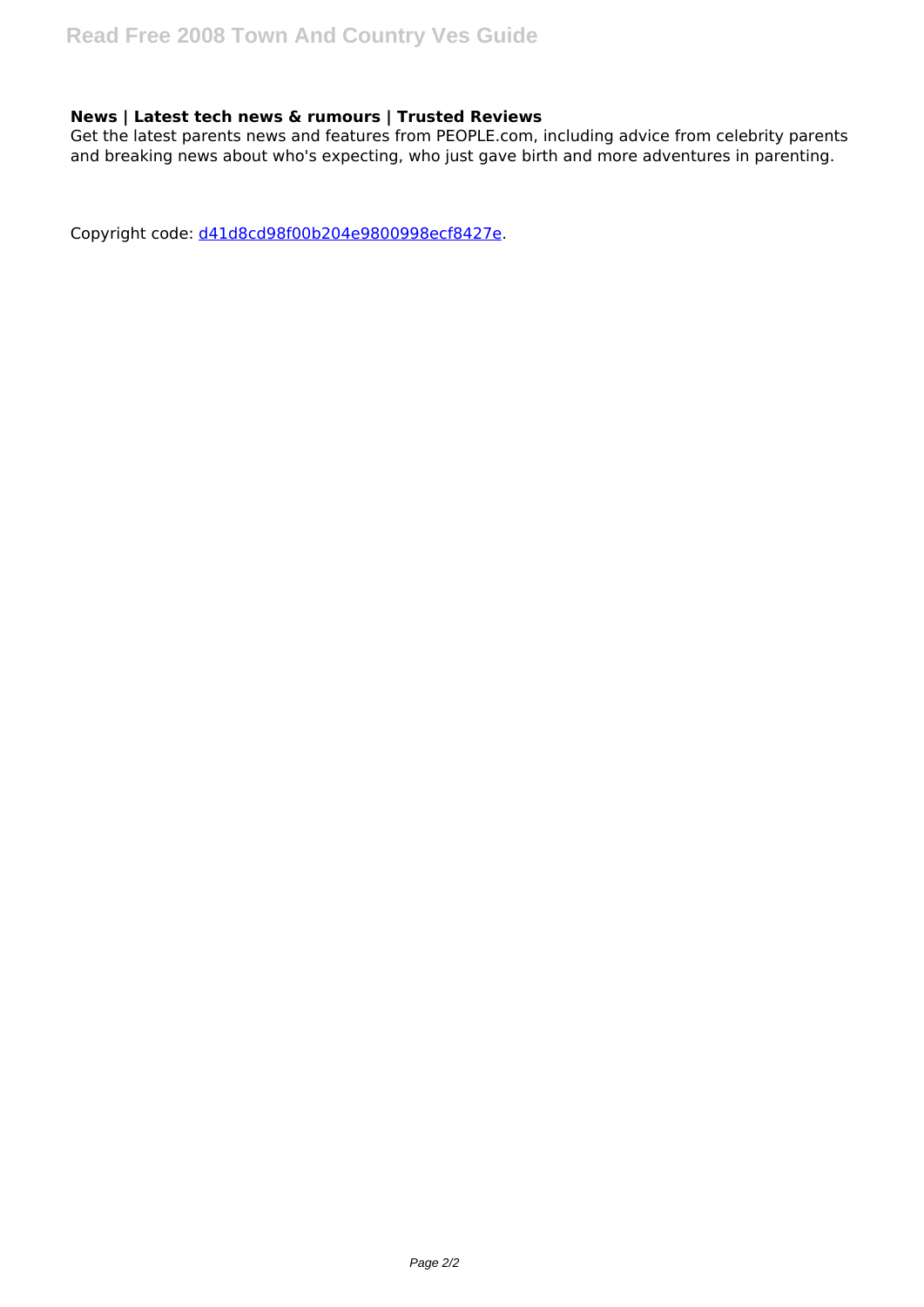**News | Latest tech news & rumours | Trusted Reviews**

Get the latest parents news and features from PEOPLE.com, including advice from celebrity parents and breaking news about who's expecting, who just gave birth and more adventures in parenting.

Copyright code: d41d8cd98f00b204e9800998ecf8427e.